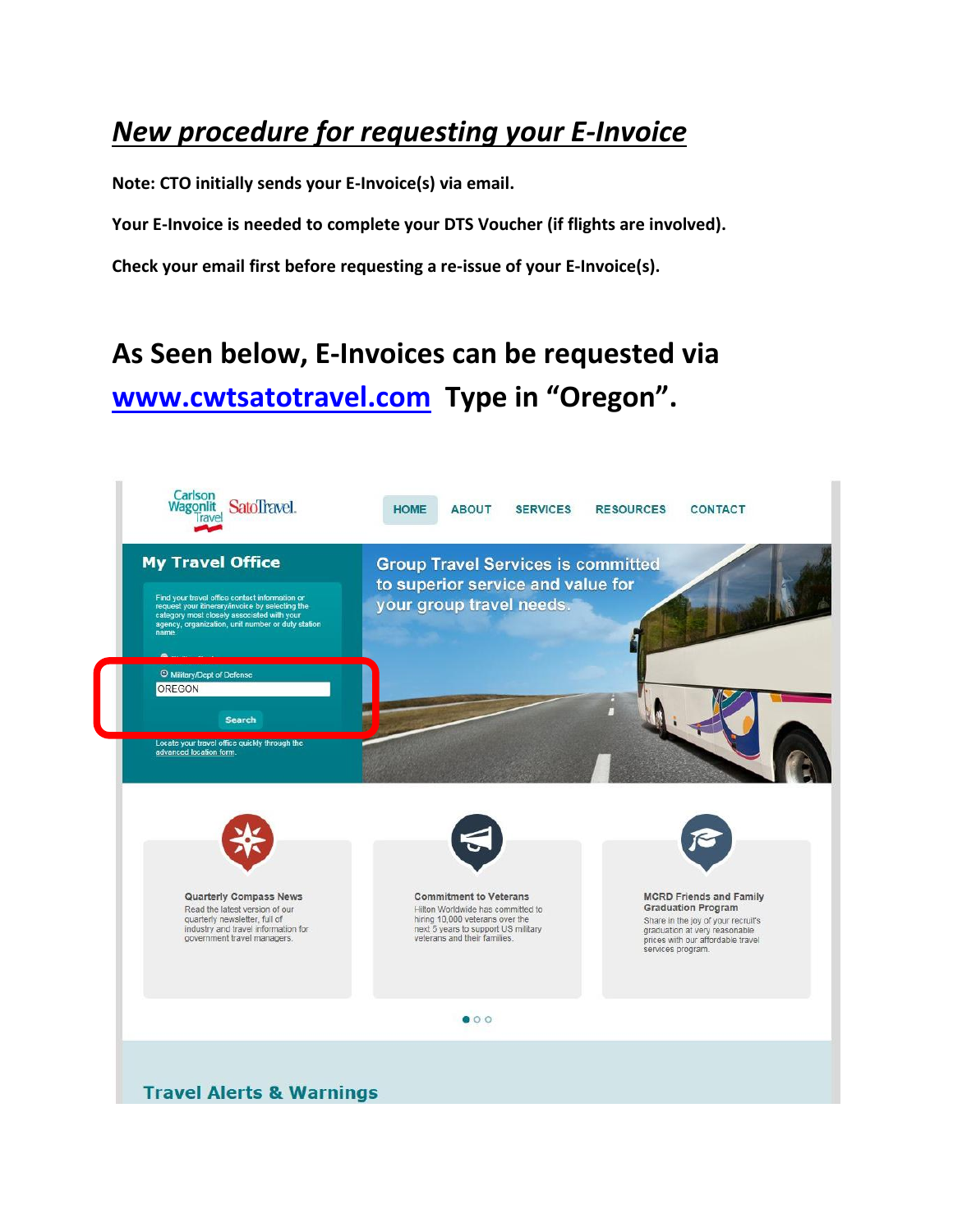# ***New procedure for requesting your E-Invoice***

**Note: CTO initially sends your E-Invoice(s) via email.**

**Your E-Invoice is needed to complete your DTS Voucher (if flights are involved).**

**Check your email first before requesting a re-issue of your E-Invoice(s).**

## As Seen below, E-Invoices can be requested via [www.cwtsatotravel.com](http://www.cwtsatotravel.com) Type in "Oregon".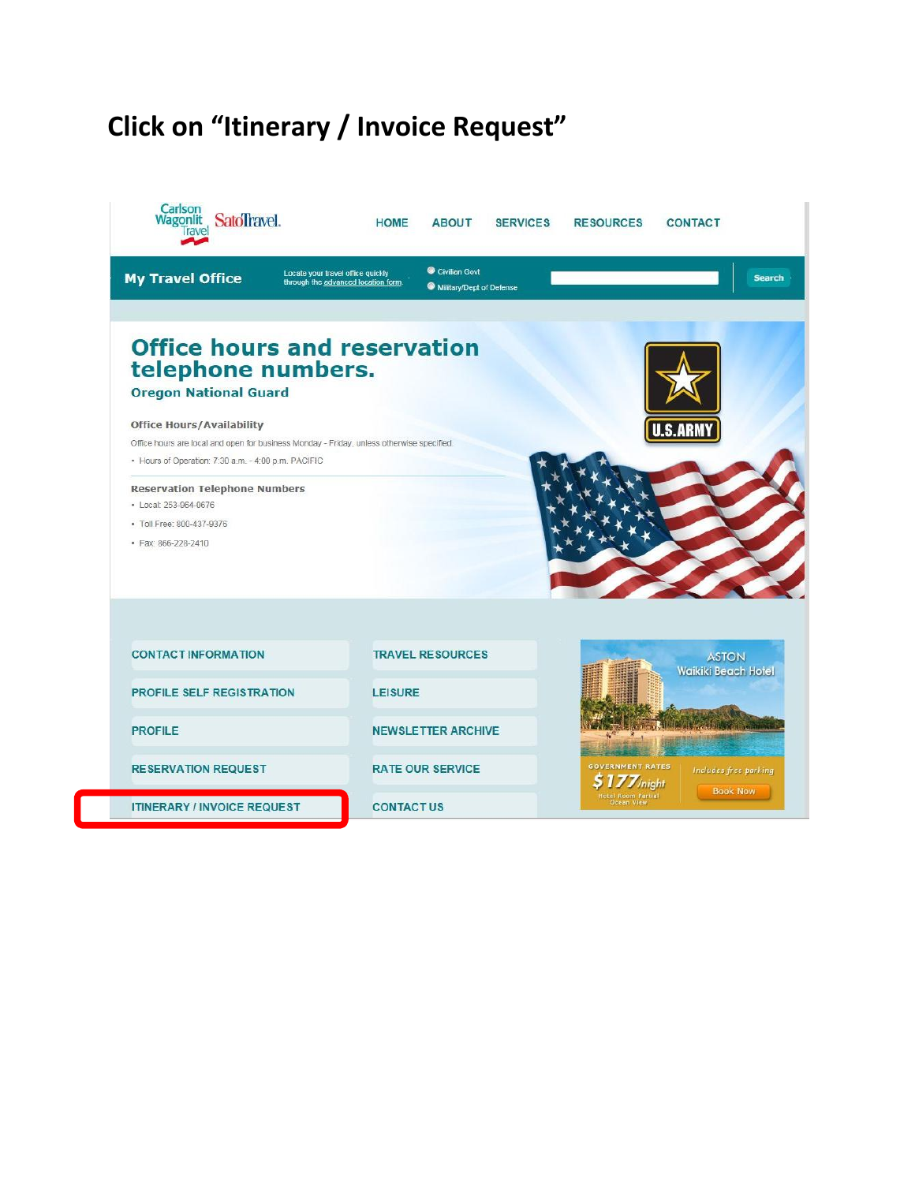## Click on "Itinerary / Invoice Request"

Carlson Wagonlit Travel SatoTravel.

HOME ABOUT SERVICES RESOURCES CONTACT

**My Travel Office**

Locate your travel office quickly through the advanced location form.

Civilian Govt

Military/Dept of Defense

Search

# Office hours and reservation telephone numbers.

### Oregon National Guard

**Office Hours/Availability**

Office hours are local and open for business Monday - Friday, unless otherwise specified.

- Hours of Operation: 7:30 a.m. - 4:00 p.m. PACIFIC

**Reservation Telephone Numbers**

- Local: 253-964-0676
- Toll Free: 800-437-9376
- Fax: 866-228-2410

U.S.ARMY

CONTACT INFORMATION

PROFILE SELF REGISTRATION

PROFILE

RESERVATION REQUEST

ITINERARY / INVOICE REQUEST

TRAVEL RESOURCES

LEISURE

NEWSLETTER ARCHIVE

RATE OUR SERVICE

CONTACT US

ASTON Waikiki Beach Hotel

GOVERNMENT RATES $177/night Hotel Room Partial Ocean View

Includes free parking

Book Now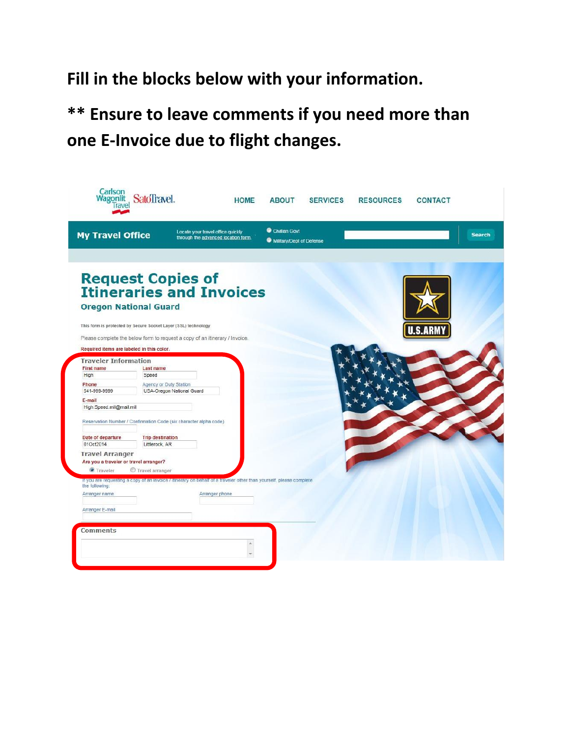**Fill in the blocks below with your information.**

**\*\* Ensure to leave comments if you need more than one E-Invoice due to flight changes.**

Carlson Wagonlit Travel SatoTravel.

HOME ABOUT SERVICES RESOURCES CONTACT

**My Travel Office**

Locate your travel office quickly through the advanced location form.

Civilian Govt
Military/Dept of Defense

Search

# Request Copies of Itineraries and Invoices

## Oregon National Guard

This form is protected by Secure Socket Layer (SSL) technology

Please complete the below form to request a copy of an itinerary / Invoice.

Required items are labeled in this color.

### Traveler Information

First name: High
Last name: Speed

Phone: 541-999-9999
Agency or Duty Station: USA-Oregon National Guard

E-mail: High.Speed.mil@mail.mil

Reservation Number / Confirmation Code (six character alpha code)

Date of departure: 01Oct2014
Trip destination: Littlerock, AR

### Travel Arranger

Are you a traveler or travel arranger?

- (●) Traveler
- ( ) Travel arranger

If you are requesting a copy of an invoice / itinerary on behalf of a traveler other than yourself, please complete the following:

Arranger name

Arranger phone

Arranger E-mail

### Comments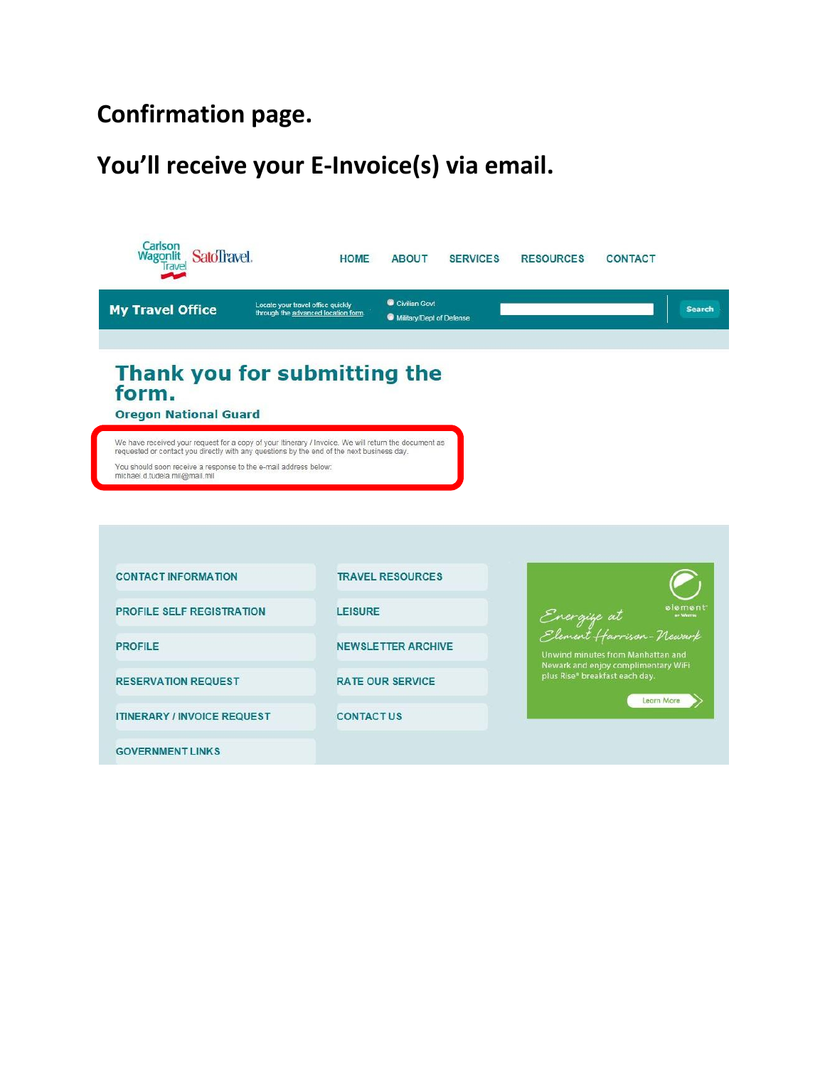**Confirmation page.**

**You'll receive your E-Invoice(s) via email.**

Carlson Wagonlit Travel SatoTravel

HOME ABOUT SERVICES RESOURCES CONTACT

**My Travel Office** Locate your travel office quickly through the advanced location form

Civilian Govt
Military/Dept of Defense

Search

## Thank you for submitting the form.

### Oregon National Guard

We have received your request for a copy of your Itinerary / Invoice. We will return the document as requested or contact you directly with any questions by the end of the next business day.

You should soon receive a response to the e-mail address below:
michael.d.tudela.mil@mail.mil

- CONTACT INFORMATION
- PROFILE SELF REGISTRATION
- PROFILE
- RESERVATION REQUEST
- ITINERARY / INVOICE REQUEST
- GOVERNMENT LINKS
- TRAVEL RESOURCES
- LEISURE
- NEWSLETTER ARCHIVE
- RATE OUR SERVICE
- CONTACT US

element

Energize at Element Harrison-Newark

Unwind minutes from Manhattan and Newark and enjoy complimentary WiFi plus Rise® breakfast each day.

Learn More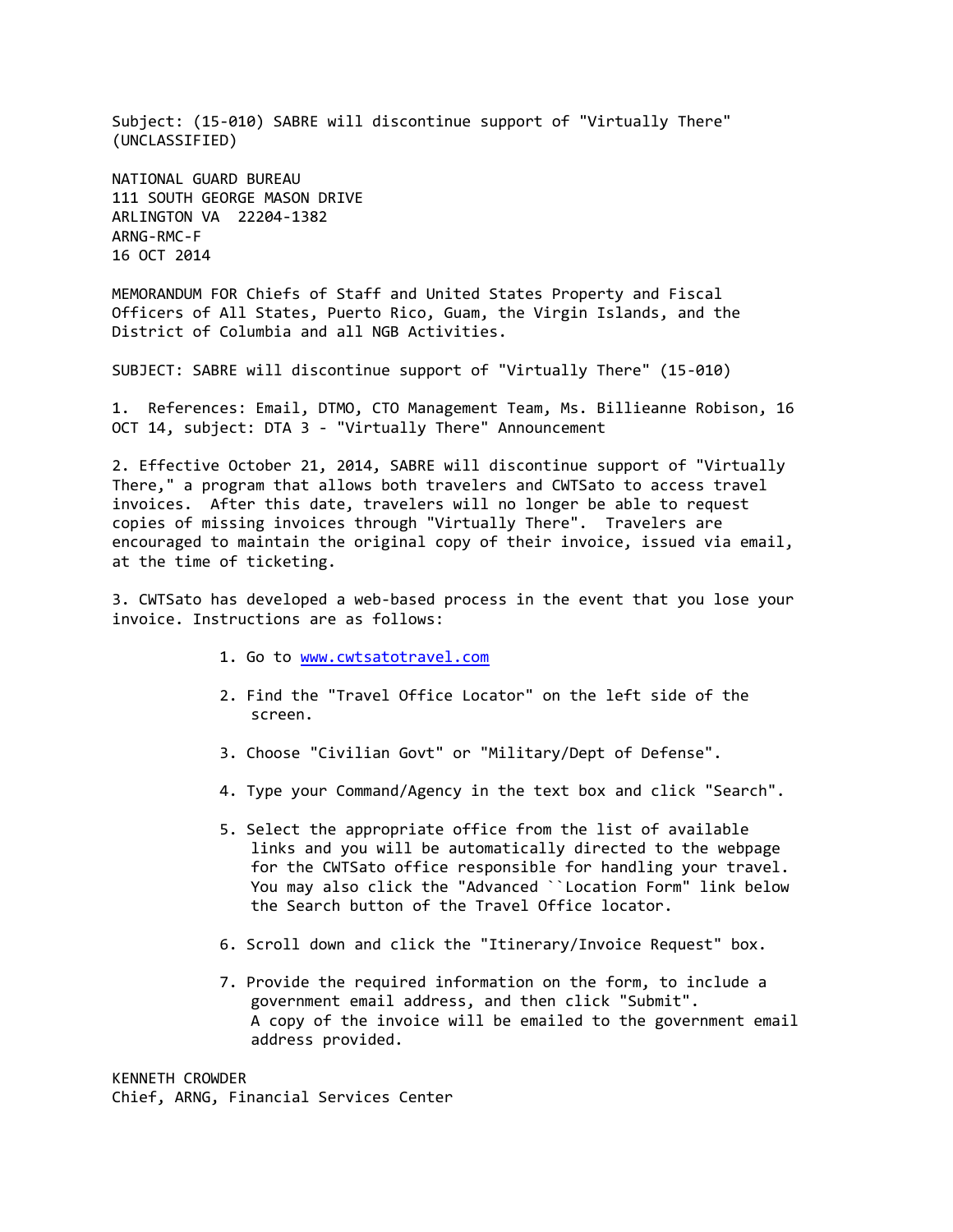Subject: (15-010) SABRE will discontinue support of "Virtually There" (UNCLASSIFIED)

NATIONAL GUARD BUREAU
111 SOUTH GEORGE MASON DRIVE
ARLINGTON VA 22204-1382
ARNG-RMC-F
16 OCT 2014

MEMORANDUM FOR Chiefs of Staff and United States Property and Fiscal Officers of All States, Puerto Rico, Guam, the Virgin Islands, and the District of Columbia and all NGB Activities.

SUBJECT: SABRE will discontinue support of "Virtually There" (15-010)

1. References: Email, DTMO, CTO Management Team, Ms. Billieanne Robison, 16 OCT 14, subject: DTA 3 - "Virtually There" Announcement

2. Effective October 21, 2014, SABRE will discontinue support of "Virtually There," a program that allows both travelers and CWTSato to access travel invoices. After this date, travelers will no longer be able to request copies of missing invoices through "Virtually There". Travelers are encouraged to maintain the original copy of their invoice, issued via email, at the time of ticketing.

3. CWTSato has developed a web-based process in the event that you lose your invoice. Instructions are as follows:

1. Go to www.cwtsatotravel.com

2. Find the "Travel Office Locator" on the left side of the screen.

3. Choose "Civilian Govt" or "Military/Dept of Defense".

4. Type your Command/Agency in the text box and click "Search".

5. Select the appropriate office from the list of available links and you will be automatically directed to the webpage for the CWTSato office responsible for handling your travel. You may also click the "Advanced ``Location Form" link below the Search button of the Travel Office locator.

6. Scroll down and click the "Itinerary/Invoice Request" box.

7. Provide the required information on the form, to include a government email address, and then click "Submit". A copy of the invoice will be emailed to the government email address provided.

KENNETH CROWDER
Chief, ARNG, Financial Services Center